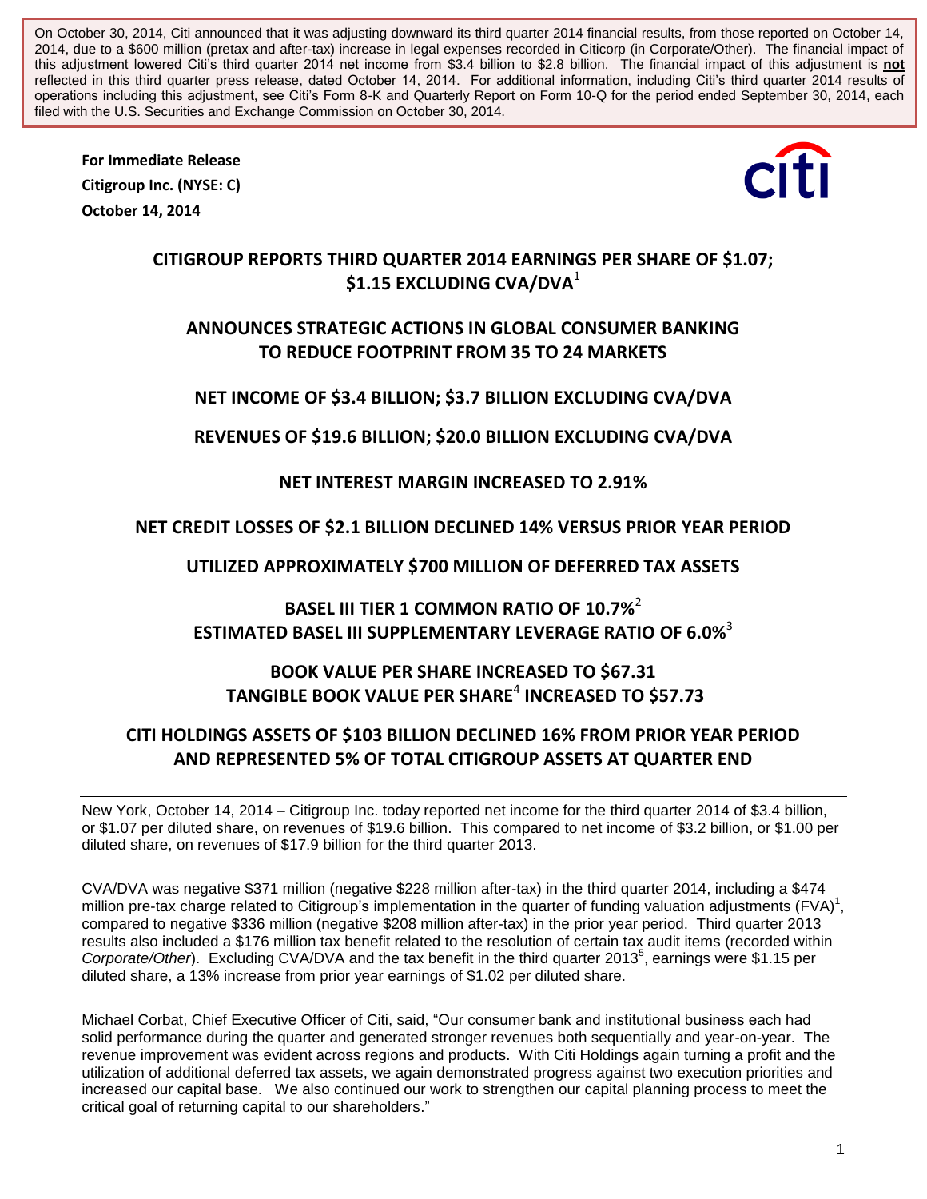On October 30, 2014, Citi announced that it was adjusting downward its third quarter 2014 financial results, from those reported on October 14, 2014, due to a $600 million (pretax and after-tax) increase in legal expenses recorded in Citicorp (in Corporate/Other). The financial impact of this adjustment lowered Citi's third quarter 2014 net income from $3.4 billion to $2.8 billion. The financial impact of this adjustment is **not** reflected in this third quarter press release, dated October 14, 2014. For additional information, including Citi's third quarter 2014 results of operations including this adjustment, see Citi's Form 8-K and Quarterly Report on Form 10-Q for the period ended September 30, 2014, each filed with the U.S. Securities and Exchange Commission on October 30, 2014.

**For Immediate Release**
**Citigroup Inc. (NYSE: C)**
**October 14, 2014**

# CITIGROUP REPORTS THIRD QUARTER 2014 EARNINGS PER SHARE OF $1.07; $1.15 EXCLUDING CVA/DVA[1]

## ANNOUNCES STRATEGIC ACTIONS IN GLOBAL CONSUMER BANKING TO REDUCE FOOTPRINT FROM 35 TO 24 MARKETS

## NET INCOME OF $3.4 BILLION; $3.7 BILLION EXCLUDING CVA/DVA

## REVENUES OF $19.6 BILLION; $20.0 BILLION EXCLUDING CVA/DVA

## NET INTEREST MARGIN INCREASED TO 2.91%

## NET CREDIT LOSSES OF $2.1 BILLION DECLINED 14% VERSUS PRIOR YEAR PERIOD

## UTILIZED APPROXIMATELY $700 MILLION OF DEFERRED TAX ASSETS

## BASEL III TIER 1 COMMON RATIO OF 10.7%[2] ESTIMATED BASEL III SUPPLEMENTARY LEVERAGE RATIO OF 6.0%[3]

## BOOK VALUE PER SHARE INCREASED TO $67.31 TANGIBLE BOOK VALUE PER SHARE[4] INCREASED TO $57.73

## CITI HOLDINGS ASSETS OF $103 BILLION DECLINED 16% FROM PRIOR YEAR PERIOD AND REPRESENTED 5% OF TOTAL CITIGROUP ASSETS AT QUARTER END

New York, October 14, 2014 – Citigroup Inc. today reported net income for the third quarter 2014 of $3.4 billion, or $1.07 per diluted share, on revenues of $19.6 billion. This compared to net income of $3.2 billion, or $1.00 per diluted share, on revenues of $17.9 billion for the third quarter 2013.

CVA/DVA was negative $371 million (negative $228 million after-tax) in the third quarter 2014, including a $474 million pre-tax charge related to Citigroup's implementation in the quarter of funding valuation adjustments (FVA)[1], compared to negative $336 million (negative $208 million after-tax) in the prior year period. Third quarter 2013 results also included a $176 million tax benefit related to the resolution of certain tax audit items (recorded within *Corporate/Other*). Excluding CVA/DVA and the tax benefit in the third quarter 2013[5], earnings were $1.15 per diluted share, a 13% increase from prior year earnings of $1.02 per diluted share.

Michael Corbat, Chief Executive Officer of Citi, said, "Our consumer bank and institutional business each had solid performance during the quarter and generated stronger revenues both sequentially and year-on-year. The revenue improvement was evident across regions and products. With Citi Holdings again turning a profit and the utilization of additional deferred tax assets, we again demonstrated progress against two execution priorities and increased our capital base. We also continued our work to strengthen our capital planning process to meet the critical goal of returning capital to our shareholders."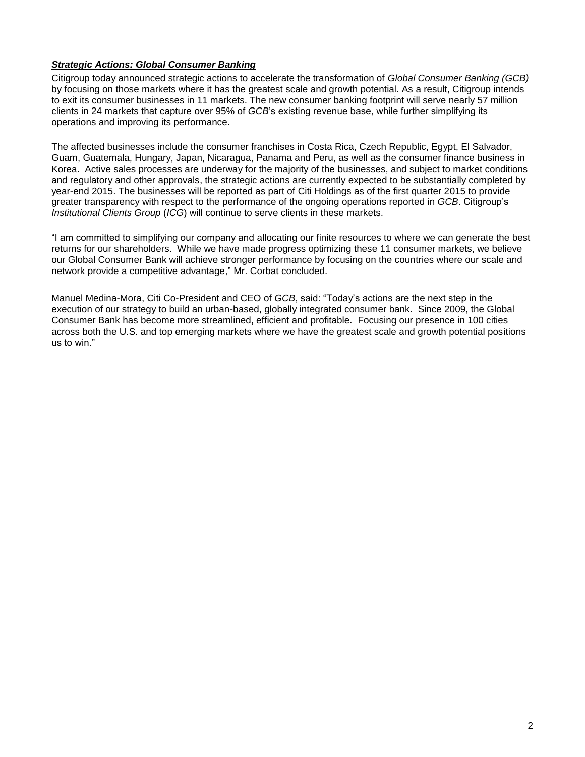***Strategic Actions: Global Consumer Banking***

Citigroup today announced strategic actions to accelerate the transformation of *Global Consumer Banking (GCB)* by focusing on those markets where it has the greatest scale and growth potential. As a result, Citigroup intends to exit its consumer businesses in 11 markets. The new consumer banking footprint will serve nearly 57 million clients in 24 markets that capture over 95% of *GCB*'s existing revenue base, while further simplifying its operations and improving its performance.

The affected businesses include the consumer franchises in Costa Rica, Czech Republic, Egypt, El Salvador, Guam, Guatemala, Hungary, Japan, Nicaragua, Panama and Peru, as well as the consumer finance business in Korea. Active sales processes are underway for the majority of the businesses, and subject to market conditions and regulatory and other approvals, the strategic actions are currently expected to be substantially completed by year-end 2015. The businesses will be reported as part of Citi Holdings as of the first quarter 2015 to provide greater transparency with respect to the performance of the ongoing operations reported in *GCB*. Citigroup's *Institutional Clients Group* (*ICG*) will continue to serve clients in these markets.

"I am committed to simplifying our company and allocating our finite resources to where we can generate the best returns for our shareholders. While we have made progress optimizing these 11 consumer markets, we believe our Global Consumer Bank will achieve stronger performance by focusing on the countries where our scale and network provide a competitive advantage," Mr. Corbat concluded.

Manuel Medina-Mora, Citi Co-President and CEO of *GCB*, said: "Today's actions are the next step in the execution of our strategy to build an urban-based, globally integrated consumer bank. Since 2009, the Global Consumer Bank has become more streamlined, efficient and profitable. Focusing our presence in 100 cities across both the U.S. and top emerging markets where we have the greatest scale and growth potential positions us to win."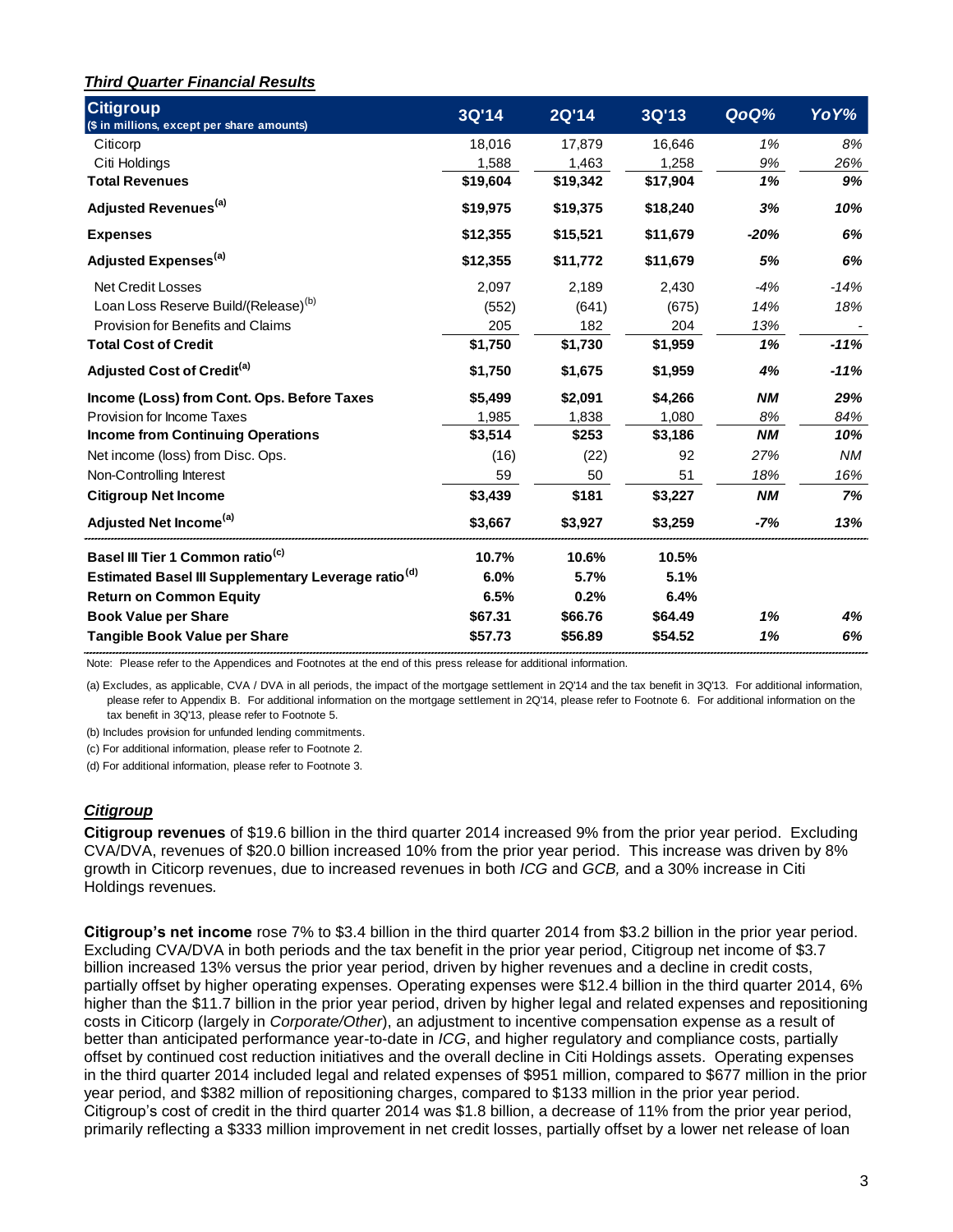### *Third Quarter Financial Results*

| Citigroup<br>($ in millions, except per share amounts) | 3Q'14 | 2Q'14 | 3Q'13 | QoQ% | YoY% |
|---|---|---|---|---|---|
| Citicorp | 18,016 | 17,879 | 16,646 | 1% | 8% |
| Citi Holdings | 1,588 | 1,463 | 1,258 | 9% | 26% |
| **Total Revenues** | **$19,604** | **$19,342** | **$17,904** | **1%** | **9%** |
| **Adjusted Revenues[(a)]** | **$19,975** | **$19,375** | **$18,240** | **3%** | **10%** |
| **Expenses** | **$12,355** | **$15,521** | **$11,679** | **-20%** | **6%** |
| **Adjusted Expenses[(a)]** | **$12,355** | **$11,772** | **$11,679** | **5%** | **6%** |
| Net Credit Losses | 2,097 | 2,189 | 2,430 | -4% | -14% |
| Loan Loss Reserve Build/(Release)[(b)] | (552) | (641) | (675) | 14% | 18% |
| Provision for Benefits and Claims | 205 | 182 | 204 | 13% | - |
| **Total Cost of Credit** | **$1,750** | **$1,730** | **$1,959** | **1%** | **-11%** |
| **Adjusted Cost of Credit[(a)]** | **$1,750** | **$1,675** | **$1,959** | **4%** | **-11%** |
| **Income (Loss) from Cont. Ops. Before Taxes** | **$5,499** | **$2,091** | **$4,266** | **NM** | **29%** |
| Provision for Income Taxes | 1,985 | 1,838 | 1,080 | 8% | 84% |
| **Income from Continuing Operations** | **$3,514** | **$253** | **$3,186** | **NM** | **10%** |
| Net income (loss) from Disc. Ops. | (16) | (22) | 92 | 27% | NM |
| Non-Controlling Interest | 59 | 50 | 51 | 18% | 16% |
| **Citigroup Net Income** | **$3,439** | **$181** | **$3,227** | **NM** | **7%** |
| **Adjusted Net Income[(a)]** | **$3,667** | **$3,927** | **$3,259** | **-7%** | **13%** |
| **Basel III Tier 1 Common ratio[(c)]** | **10.7%** | **10.6%** | **10.5%** | | |
| **Estimated Basel III Supplementary Leverage ratio[(d)]** | **6.0%** | **5.7%** | **5.1%** | | |
| **Return on Common Equity** | **6.5%** | **0.2%** | **6.4%** | | |
| **Book Value per Share** | **$67.31** | **$66.76** | **$64.49** | **1%** | **4%** |
| **Tangible Book Value per Share** | **$57.73** | **$56.89** | **$54.52** | **1%** | **6%** |

Note: Please refer to the Appendices and Footnotes at the end of this press release for additional information.

(a) Excludes, as applicable, CVA / DVA in all periods, the impact of the mortgage settlement in 2Q'14 and the tax benefit in 3Q'13. For additional information, please refer to Appendix B. For additional information on the mortgage settlement in 2Q'14, please refer to Footnote 6. For additional information on the tax benefit in 3Q'13, please refer to Footnote 5.

(b) Includes provision for unfunded lending commitments.

(c) For additional information, please refer to Footnote 2.

(d) For additional information, please refer to Footnote 3.

### *Citigroup*

**Citigroup revenues** of $19.6 billion in the third quarter 2014 increased 9% from the prior year period. Excluding CVA/DVA, revenues of $20.0 billion increased 10% from the prior year period. This increase was driven by 8% growth in Citicorp revenues, due to increased revenues in both *ICG* and *GCB,* and a 30% increase in Citi Holdings revenues*.*

**Citigroup's net income** rose 7% to $3.4 billion in the third quarter 2014 from $3.2 billion in the prior year period. Excluding CVA/DVA in both periods and the tax benefit in the prior year period, Citigroup net income of $3.7 billion increased 13% versus the prior year period, driven by higher revenues and a decline in credit costs, partially offset by higher operating expenses. Operating expenses were $12.4 billion in the third quarter 2014, 6% higher than the $11.7 billion in the prior year period, driven by higher legal and related expenses and repositioning costs in Citicorp (largely in *Corporate/Other*), an adjustment to incentive compensation expense as a result of better than anticipated performance year-to-date in *ICG*, and higher regulatory and compliance costs, partially offset by continued cost reduction initiatives and the overall decline in Citi Holdings assets. Operating expenses in the third quarter 2014 included legal and related expenses of $951 million, compared to $677 million in the prior year period, and $382 million of repositioning charges, compared to $133 million in the prior year period. Citigroup's cost of credit in the third quarter 2014 was $1.8 billion, a decrease of 11% from the prior year period, primarily reflecting a $333 million improvement in net credit losses, partially offset by a lower net release of loan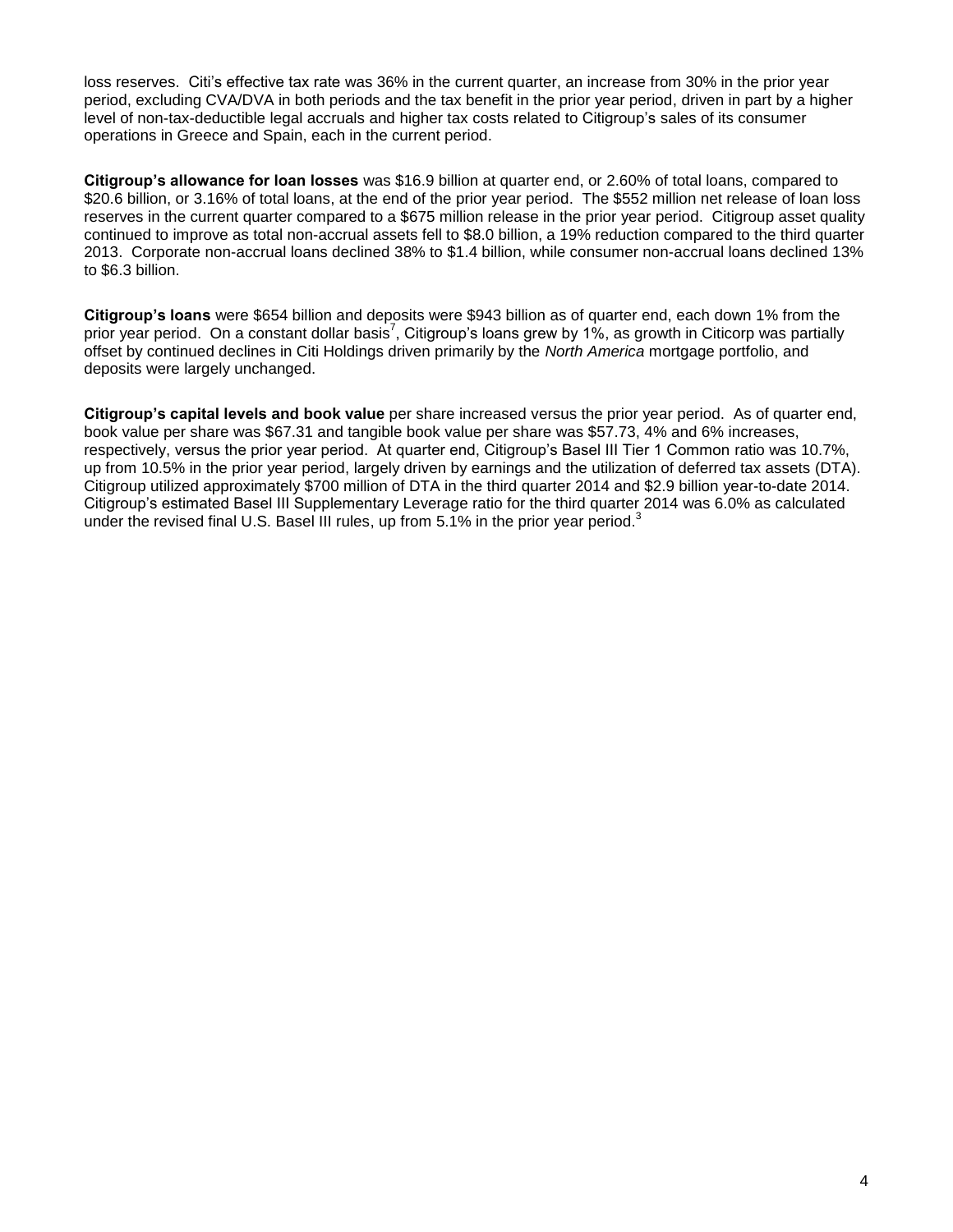loss reserves. Citi's effective tax rate was 36% in the current quarter, an increase from 30% in the prior year period, excluding CVA/DVA in both periods and the tax benefit in the prior year period, driven in part by a higher level of non-tax-deductible legal accruals and higher tax costs related to Citigroup's sales of its consumer operations in Greece and Spain, each in the current period.

**Citigroup's allowance for loan losses** was $16.9 billion at quarter end, or 2.60% of total loans, compared to $20.6 billion, or 3.16% of total loans, at the end of the prior year period. The $552 million net release of loan loss reserves in the current quarter compared to a $675 million release in the prior year period. Citigroup asset quality continued to improve as total non-accrual assets fell to $8.0 billion, a 19% reduction compared to the third quarter 2013. Corporate non-accrual loans declined 38% to $1.4 billion, while consumer non-accrual loans declined 13% to $6.3 billion.

**Citigroup's loans** were $654 billion and deposits were $943 billion as of quarter end, each down 1% from the prior year period. On a constant dollar basis[7], Citigroup's loans grew by 1%, as growth in Citicorp was partially offset by continued declines in Citi Holdings driven primarily by the *North America* mortgage portfolio, and deposits were largely unchanged.

**Citigroup's capital levels and book value** per share increased versus the prior year period. As of quarter end, book value per share was $67.31 and tangible book value per share was $57.73, 4% and 6% increases, respectively, versus the prior year period. At quarter end, Citigroup's Basel III Tier 1 Common ratio was 10.7%, up from 10.5% in the prior year period, largely driven by earnings and the utilization of deferred tax assets (DTA). Citigroup utilized approximately $700 million of DTA in the third quarter 2014 and $2.9 billion year-to-date 2014. Citigroup's estimated Basel III Supplementary Leverage ratio for the third quarter 2014 was 6.0% as calculated under the revised final U.S. Basel III rules, up from 5.1% in the prior year period.[3]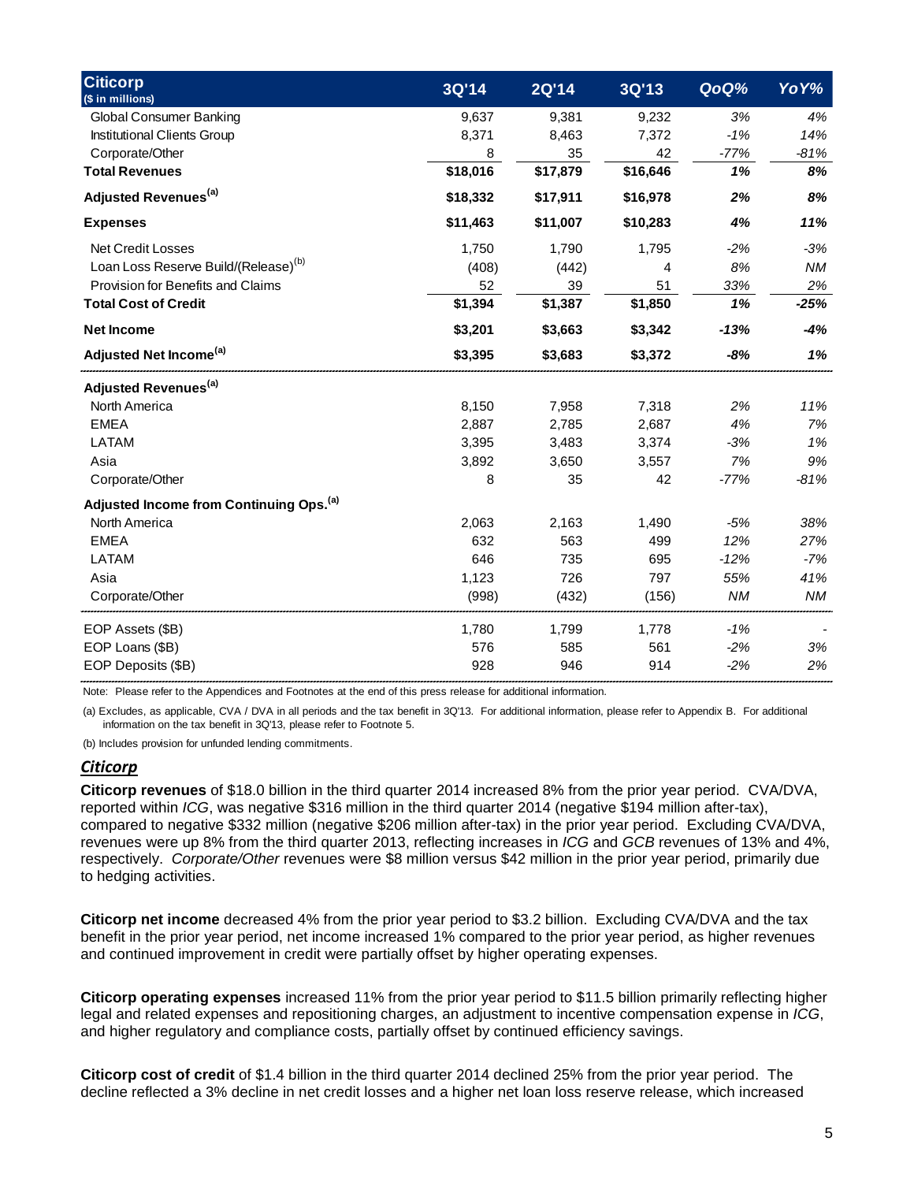| Citicorp ($ in millions) | 3Q'14 | 2Q'14 | 3Q'13 | QoQ% | YoY% |
|---|---|---|---|---|---|
| Global Consumer Banking | 9,637 | 9,381 | 9,232 | 3% | 4% |
| Institutional Clients Group | 8,371 | 8,463 | 7,372 | -1% | 14% |
| Corporate/Other | 8 | 35 | 42 | -77% | -81% |
| **Total Revenues** | **$18,016** | **$17,879** | **$16,646** | **1%** | **8%** |
| **Adjusted Revenues[(a)]** | **$18,332** | **$17,911** | **$16,978** | **2%** | **8%** |
| **Expenses** | **$11,463** | **$11,007** | **$10,283** | **4%** | **11%** |
| Net Credit Losses | 1,750 | 1,790 | 1,795 | -2% | -3% |
| Loan Loss Reserve Build/(Release)[(b)] | (408) | (442) | 4 | 8% | NM |
| Provision for Benefits and Claims | 52 | 39 | 51 | 33% | 2% |
| **Total Cost of Credit** | **$1,394** | **$1,387** | **$1,850** | **1%** | **-25%** |
| **Net Income** | **$3,201** | **$3,663** | **$3,342** | **-13%** | **-4%** |
| **Adjusted Net Income[(a)]** | **$3,395** | **$3,683** | **$3,372** | **-8%** | **1%** |
| **Adjusted Revenues[(a)]** | | | | | |
| North America | 8,150 | 7,958 | 7,318 | 2% | 11% |
| EMEA | 2,887 | 2,785 | 2,687 | 4% | 7% |
| LATAM | 3,395 | 3,483 | 3,374 | -3% | 1% |
| Asia | 3,892 | 3,650 | 3,557 | 7% | 9% |
| Corporate/Other | 8 | 35 | 42 | -77% | -81% |
| **Adjusted Income from Continuing Ops.[(a)]** | | | | | |
| North America | 2,063 | 2,163 | 1,490 | -5% | 38% |
| EMEA | 632 | 563 | 499 | 12% | 27% |
| LATAM | 646 | 735 | 695 | -12% | -7% |
| Asia | 1,123 | 726 | 797 | 55% | 41% |
| Corporate/Other | (998) | (432) | (156) | NM | NM |
| EOP Assets ($B) | 1,780 | 1,799 | 1,778 | -1% | - |
| EOP Loans ($B) | 576 | 585 | 561 | -2% | 3% |
| EOP Deposits ($B) | 928 | 946 | 914 | -2% | 2% |

Note: Please refer to the Appendices and Footnotes at the end of this press release for additional information.

(a) Excludes, as applicable, CVA / DVA in all periods and the tax benefit in 3Q'13. For additional information, please refer to Appendix B. For additional information on the tax benefit in 3Q'13, please refer to Footnote 5.

(b) Includes provision for unfunded lending commitments.

## ***Citicorp***

**Citicorp revenues** of $18.0 billion in the third quarter 2014 increased 8% from the prior year period. CVA/DVA, reported within *ICG*, was negative $316 million in the third quarter 2014 (negative $194 million after-tax), compared to negative $332 million (negative $206 million after-tax) in the prior year period. Excluding CVA/DVA, revenues were up 8% from the third quarter 2013, reflecting increases in *ICG* and *GCB* revenues of 13% and 4%, respectively. *Corporate/Other* revenues were $8 million versus $42 million in the prior year period, primarily due to hedging activities.

**Citicorp net income** decreased 4% from the prior year period to $3.2 billion. Excluding CVA/DVA and the tax benefit in the prior year period, net income increased 1% compared to the prior year period, as higher revenues and continued improvement in credit were partially offset by higher operating expenses.

**Citicorp operating expenses** increased 11% from the prior year period to $11.5 billion primarily reflecting higher legal and related expenses and repositioning charges, an adjustment to incentive compensation expense in *ICG*, and higher regulatory and compliance costs, partially offset by continued efficiency savings.

**Citicorp cost of credit** of $1.4 billion in the third quarter 2014 declined 25% from the prior year period. The decline reflected a 3% decline in net credit losses and a higher net loan loss reserve release, which increased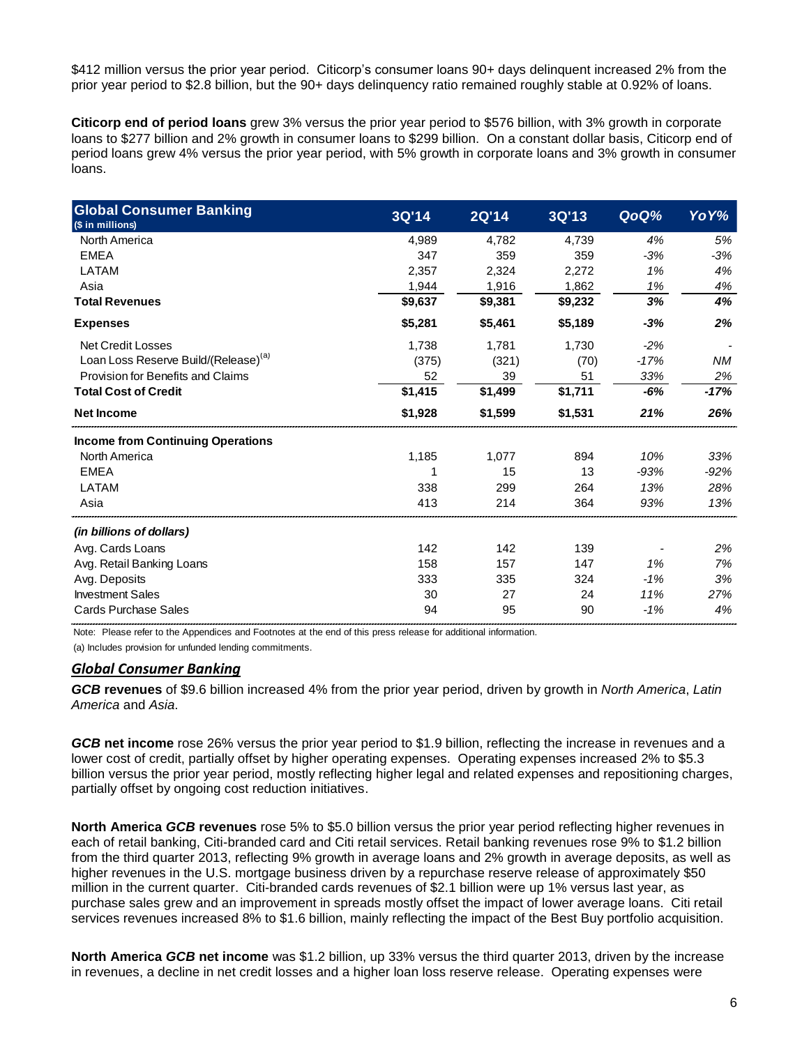$412 million versus the prior year period. Citicorp's consumer loans 90+ days delinquent increased 2% from the prior year period to $2.8 billion, but the 90+ days delinquency ratio remained roughly stable at 0.92% of loans.

**Citicorp end of period loans** grew 3% versus the prior year period to $576 billion, with 3% growth in corporate loans to $277 billion and 2% growth in consumer loans to $299 billion. On a constant dollar basis, Citicorp end of period loans grew 4% versus the prior year period, with 5% growth in corporate loans and 3% growth in consumer loans.

| Global Consumer Banking ($ in millions) | 3Q'14 | 2Q'14 | 3Q'13 | QoQ% | YoY% |
|---|---|---|---|---|---|
| North America | 4,989 | 4,782 | 4,739 | 4% | 5% |
| EMEA | 347 | 359 | 359 | -3% | -3% |
| LATAM | 2,357 | 2,324 | 2,272 | 1% | 4% |
| Asia | 1,944 | 1,916 | 1,862 | 1% | 4% |
| **Total Revenues** | **$9,637** | **$9,381** | **$9,232** | **3%** | **4%** |
| **Expenses** | **$5,281** | **$5,461** | **$5,189** | **-3%** | **2%** |
| Net Credit Losses | 1,738 | 1,781 | 1,730 | -2% | - |
| Loan Loss Reserve Build/(Release)[a] | (375) | (321) | (70) | -17% | NM |
| Provision for Benefits and Claims | 52 | 39 | 51 | 33% | 2% |
| **Total Cost of Credit** | **$1,415** | **$1,499** | **$1,711** | **-6%** | **-17%** |
| **Net Income** | **$1,928** | **$1,599** | **$1,531** | **21%** | **26%** |
| **Income from Continuing Operations** | | | | | |
| North America | 1,185 | 1,077 | 894 | 10% | 33% |
| EMEA | 1 | 15 | 13 | -93% | -92% |
| LATAM | 338 | 299 | 264 | 13% | 28% |
| Asia | 413 | 214 | 364 | 93% | 13% |
| ***(in billions of dollars)*** | | | | | |
| Avg. Cards Loans | 142 | 142 | 139 | - | 2% |
| Avg. Retail Banking Loans | 158 | 157 | 147 | 1% | 7% |
| Avg. Deposits | 333 | 335 | 324 | -1% | 3% |
| Investment Sales | 30 | 27 | 24 | 11% | 27% |
| Cards Purchase Sales | 94 | 95 | 90 | -1% | 4% |

Note: Please refer to the Appendices and Footnotes at the end of this press release for additional information.

(a) Includes provision for unfunded lending commitments.

## *Global Consumer Banking*

***GCB* revenues** of $9.6 billion increased 4% from the prior year period, driven by growth in *North America*, *Latin America* and *Asia*.

***GCB* net income** rose 26% versus the prior year period to $1.9 billion, reflecting the increase in revenues and a lower cost of credit, partially offset by higher operating expenses. Operating expenses increased 2% to $5.3 billion versus the prior year period, mostly reflecting higher legal and related expenses and repositioning charges, partially offset by ongoing cost reduction initiatives.

**North America *GCB* revenues** rose 5% to $5.0 billion versus the prior year period reflecting higher revenues in each of retail banking, Citi-branded card and Citi retail services. Retail banking revenues rose 9% to $1.2 billion from the third quarter 2013, reflecting 9% growth in average loans and 2% growth in average deposits, as well as higher revenues in the U.S. mortgage business driven by a repurchase reserve release of approximately $50 million in the current quarter. Citi-branded cards revenues of $2.1 billion were up 1% versus last year, as purchase sales grew and an improvement in spreads mostly offset the impact of lower average loans. Citi retail services revenues increased 8% to $1.6 billion, mainly reflecting the impact of the Best Buy portfolio acquisition.

**North America *GCB* net income** was $1.2 billion, up 33% versus the third quarter 2013, driven by the increase in revenues, a decline in net credit losses and a higher loan loss reserve release. Operating expenses were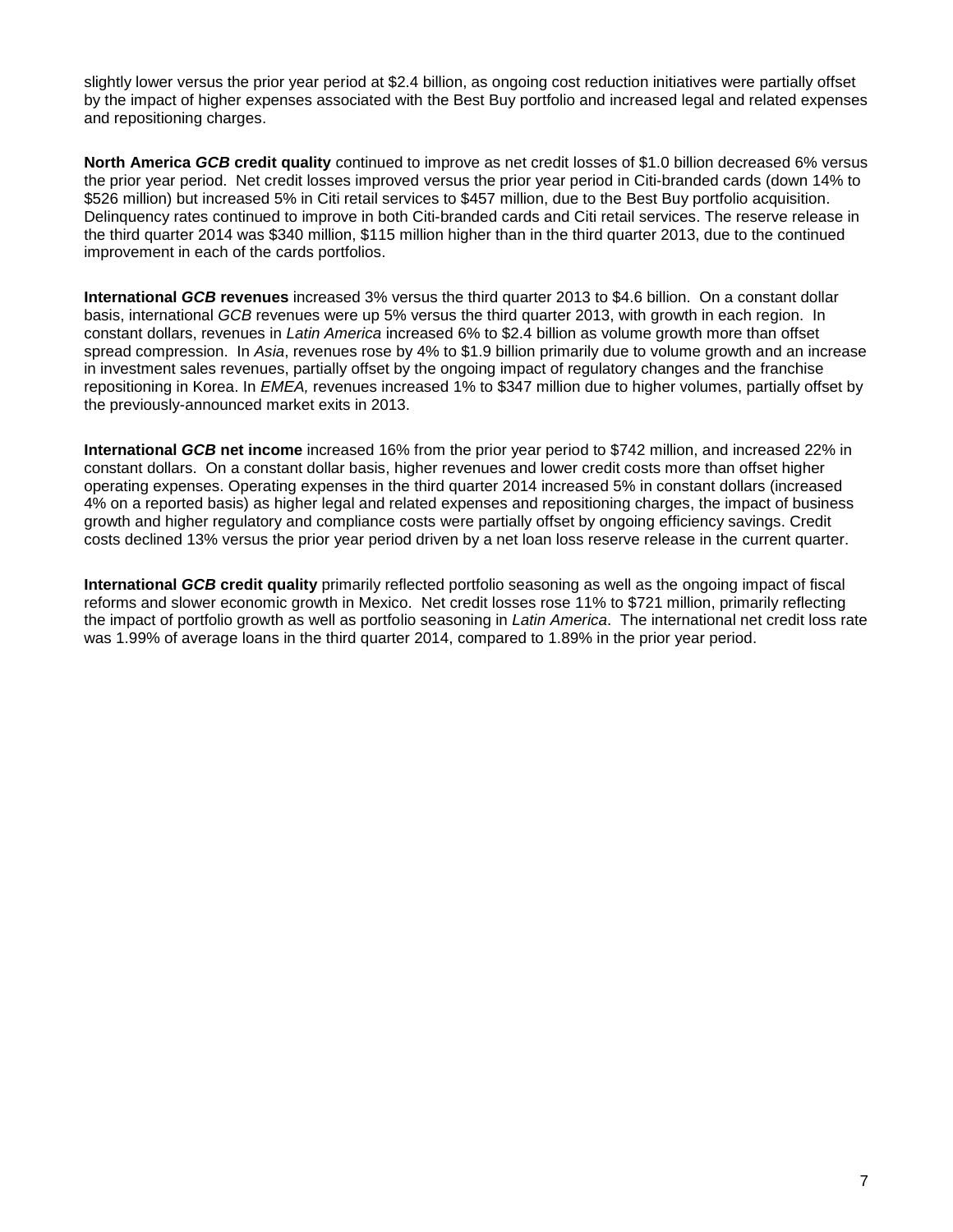slightly lower versus the prior year period at $2.4 billion, as ongoing cost reduction initiatives were partially offset by the impact of higher expenses associated with the Best Buy portfolio and increased legal and related expenses and repositioning charges.

**North America *GCB* credit quality** continued to improve as net credit losses of $1.0 billion decreased 6% versus the prior year period. Net credit losses improved versus the prior year period in Citi-branded cards (down 14% to $526 million) but increased 5% in Citi retail services to $457 million, due to the Best Buy portfolio acquisition. Delinquency rates continued to improve in both Citi-branded cards and Citi retail services. The reserve release in the third quarter 2014 was $340 million, $115 million higher than in the third quarter 2013, due to the continued improvement in each of the cards portfolios.

**International *GCB* revenues** increased 3% versus the third quarter 2013 to $4.6 billion. On a constant dollar basis, international *GCB* revenues were up 5% versus the third quarter 2013, with growth in each region. In constant dollars, revenues in *Latin America* increased 6% to $2.4 billion as volume growth more than offset spread compression. In *Asia*, revenues rose by 4% to $1.9 billion primarily due to volume growth and an increase in investment sales revenues, partially offset by the ongoing impact of regulatory changes and the franchise repositioning in Korea. In *EMEA,* revenues increased 1% to $347 million due to higher volumes, partially offset by the previously-announced market exits in 2013.

**International *GCB* net income** increased 16% from the prior year period to $742 million, and increased 22% in constant dollars. On a constant dollar basis, higher revenues and lower credit costs more than offset higher operating expenses. Operating expenses in the third quarter 2014 increased 5% in constant dollars (increased 4% on a reported basis) as higher legal and related expenses and repositioning charges, the impact of business growth and higher regulatory and compliance costs were partially offset by ongoing efficiency savings. Credit costs declined 13% versus the prior year period driven by a net loan loss reserve release in the current quarter.

**International *GCB* credit quality** primarily reflected portfolio seasoning as well as the ongoing impact of fiscal reforms and slower economic growth in Mexico. Net credit losses rose 11% to $721 million, primarily reflecting the impact of portfolio growth as well as portfolio seasoning in *Latin America*. The international net credit loss rate was 1.99% of average loans in the third quarter 2014, compared to 1.89% in the prior year period.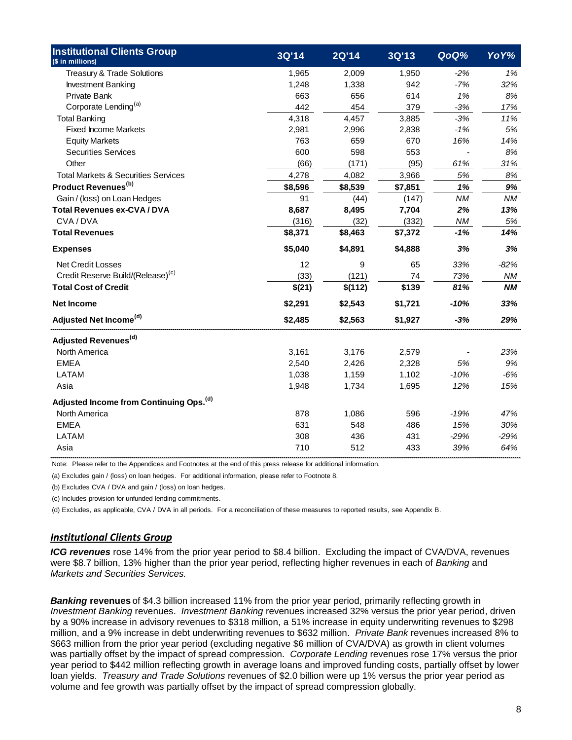| Institutional Clients Group ($ in millions) | 3Q'14 | 2Q'14 | 3Q'13 | QoQ% | YoY% |
|---|---|---|---|---|---|
| Treasury & Trade Solutions | 1,965 | 2,009 | 1,950 | -2% | 1% |
| Investment Banking | 1,248 | 1,338 | 942 | -7% | 32% |
| Private Bank | 663 | 656 | 614 | 1% | 8% |
| Corporate Lending[(a)] | 442 | 454 | 379 | -3% | 17% |
| Total Banking | 4,318 | 4,457 | 3,885 | -3% | 11% |
| Fixed Income Markets | 2,981 | 2,996 | 2,838 | -1% | 5% |
| Equity Markets | 763 | 659 | 670 | 16% | 14% |
| Securities Services | 600 | 598 | 553 | - | 8% |
| Other | (66) | (171) | (95) | 61% | 31% |
| Total Markets & Securities Services | 4,278 | 4,082 | 3,966 | 5% | 8% |
| **Product Revenues[(b)]** | **$8,596** | **$8,539** | **$7,851** | **1%** | **9%** |
| Gain / (loss) on Loan Hedges | 91 | (44) | (147) | NM | NM |
| **Total Revenues ex-CVA / DVA** | **8,687** | **8,495** | **7,704** | **2%** | **13%** |
| CVA / DVA | (316) | (32) | (332) | NM | 5% |
| **Total Revenues** | **$8,371** | **$8,463** | **$7,372** | **-1%** | **14%** |
| **Expenses** | **$5,040** | **$4,891** | **$4,888** | **3%** | **3%** |
| Net Credit Losses | 12 | 9 | 65 | 33% | -82% |
| Credit Reserve Build/(Release)[(c)] | (33) | (121) | 74 | 73% | NM |
| **Total Cost of Credit** | **$(21)** | **$(112)** | **$139** | **81%** | **NM** |
| **Net Income** | **$2,291** | **$2,543** | **$1,721** | **-10%** | **33%** |
| **Adjusted Net Income[(d)]** | **$2,485** | **$2,563** | **$1,927** | **-3%** | **29%** |
| **Adjusted Revenues[(d)]** | | | | | |
| North America | 3,161 | 3,176 | 2,579 | - | 23% |
| EMEA | 2,540 | 2,426 | 2,328 | 5% | 9% |
| LATAM | 1,038 | 1,159 | 1,102 | -10% | -6% |
| Asia | 1,948 | 1,734 | 1,695 | 12% | 15% |
| **Adjusted Income from Continuing Ops.[(d)]** | | | | | |
| North America | 878 | 1,086 | 596 | -19% | 47% |
| EMEA | 631 | 548 | 486 | 15% | 30% |
| LATAM | 308 | 436 | 431 | -29% | -29% |
| Asia | 710 | 512 | 433 | 39% | 64% |

Note: Please refer to the Appendices and Footnotes at the end of this press release for additional information.

(a) Excludes gain / (loss) on loan hedges. For additional information, please refer to Footnote 8.

(b) Excludes CVA / DVA and gain / (loss) on loan hedges.

(c) Includes provision for unfunded lending commitments.

(d) Excludes, as applicable, CVA / DVA in all periods. For a reconciliation of these measures to reported results, see Appendix B.

## *Institutional Clients Group*

***ICG revenues*** rose 14% from the prior year period to $8.4 billion. Excluding the impact of CVA/DVA, revenues were $8.7 billion, 13% higher than the prior year period, reflecting higher revenues in each of *Banking* and *Markets and Securities Services.*

***Banking*** **revenues** of $4.3 billion increased 11% from the prior year period, primarily reflecting growth in *Investment Banking* revenues. *Investment Banking* revenues increased 32% versus the prior year period, driven by a 90% increase in advisory revenues to $318 million, a 51% increase in equity underwriting revenues to $298 million, and a 9% increase in debt underwriting revenues to $632 million. *Private Bank* revenues increased 8% to $663 million from the prior year period (excluding negative $6 million of CVA/DVA) as growth in client volumes was partially offset by the impact of spread compression. *Corporate Lending* revenues rose 17% versus the prior year period to $442 million reflecting growth in average loans and improved funding costs, partially offset by lower loan yields. *Treasury and Trade Solutions* revenues of $2.0 billion were up 1% versus the prior year period as volume and fee growth was partially offset by the impact of spread compression globally.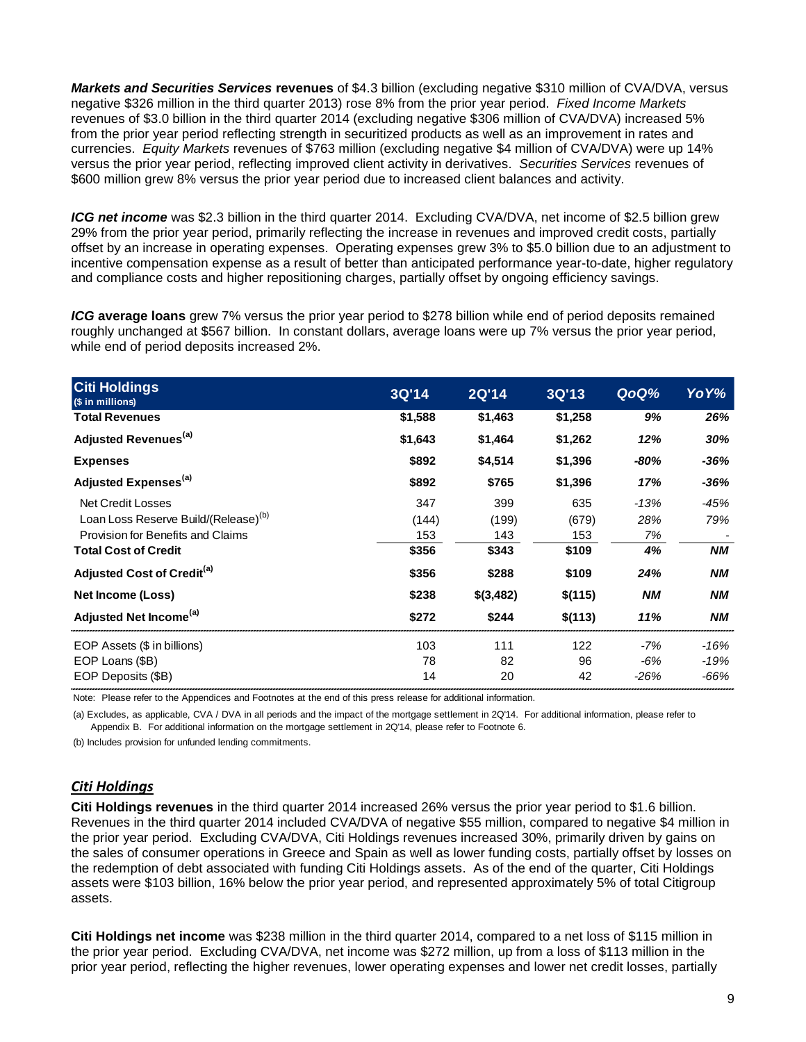***Markets and Securities Services*** **revenues** of \$4.3 billion (excluding negative \$310 million of CVA/DVA, versus negative \$326 million in the third quarter 2013) rose 8% from the prior year period. *Fixed Income Markets* revenues of \$3.0 billion in the third quarter 2014 (excluding negative \$306 million of CVA/DVA) increased 5% from the prior year period reflecting strength in securitized products as well as an improvement in rates and currencies. *Equity Markets* revenues of \$763 million (excluding negative \$4 million of CVA/DVA) were up 14% versus the prior year period, reflecting improved client activity in derivatives. *Securities Services* revenues of \$600 million grew 8% versus the prior year period due to increased client balances and activity.

***ICG net income*** was \$2.3 billion in the third quarter 2014. Excluding CVA/DVA, net income of \$2.5 billion grew 29% from the prior year period, primarily reflecting the increase in revenues and improved credit costs, partially offset by an increase in operating expenses. Operating expenses grew 3% to \$5.0 billion due to an adjustment to incentive compensation expense as a result of better than anticipated performance year-to-date, higher regulatory and compliance costs and higher repositioning charges, partially offset by ongoing efficiency savings.

***ICG*** **average loans** grew 7% versus the prior year period to \$278 billion while end of period deposits remained roughly unchanged at \$567 billion. In constant dollars, average loans were up 7% versus the prior year period, while end of period deposits increased 2%.

| **Citi Holdings** ($ in millions) | 3Q'14 | 2Q'14 | 3Q'13 | QoQ% | YoY% |
|---|---|---|---|---|---|
| **Total Revenues** | **\$1,588** | **\$1,463** | **\$1,258** | ***9%*** | ***26%*** |
| **Adjusted Revenues[(a)]** | **\$1,643** | **\$1,464** | **\$1,262** | ***12%*** | ***30%*** |
| **Expenses** | **\$892** | **\$4,514** | **\$1,396** | ***-80%*** | ***-36%*** |
| **Adjusted Expenses[(a)]** | **\$892** | **\$765** | **\$1,396** | ***17%*** | ***-36%*** |
| Net Credit Losses | 347 | 399 | 635 | *-13%* | *-45%* |
| Loan Loss Reserve Build/(Release)[(b)] | (144) | (199) | (679) | *28%* | *79%* |
| Provision for Benefits and Claims | 153 | 143 | 153 | *7%* | - |
| **Total Cost of Credit** | **\$356** | **\$343** | **\$109** | ***4%*** | ***NM*** |
| **Adjusted Cost of Credit[(a)]** | **\$356** | **\$288** | **\$109** | ***24%*** | ***NM*** |
| **Net Income (Loss)** | **\$238** | **\$(3,482)** | **\$(115)** | ***NM*** | ***NM*** |
| **Adjusted Net Income[(a)]** | **\$272** | **\$244** | **\$(113)** | ***11%*** | ***NM*** |
| EOP Assets (\$ in billions) | 103 | 111 | 122 | *-7%* | *-16%* |
| EOP Loans (\$B) | 78 | 82 | 96 | *-6%* | *-19%* |
| EOP Deposits (\$B) | 14 | 20 | 42 | *-26%* | *-66%* |

Note: Please refer to the Appendices and Footnotes at the end of this press release for additional information.

(a) Excludes, as applicable, CVA / DVA in all periods and the impact of the mortgage settlement in 2Q'14. For additional information, please refer to Appendix B. For additional information on the mortgage settlement in 2Q'14, please refer to Footnote 6.

(b) Includes provision for unfunded lending commitments.

## *Citi Holdings*

**Citi Holdings revenues** in the third quarter 2014 increased 26% versus the prior year period to \$1.6 billion. Revenues in the third quarter 2014 included CVA/DVA of negative \$55 million, compared to negative \$4 million in the prior year period. Excluding CVA/DVA, Citi Holdings revenues increased 30%, primarily driven by gains on the sales of consumer operations in Greece and Spain as well as lower funding costs, partially offset by losses on the redemption of debt associated with funding Citi Holdings assets. As of the end of the quarter, Citi Holdings assets were \$103 billion, 16% below the prior year period, and represented approximately 5% of total Citigroup assets.

**Citi Holdings net income** was \$238 million in the third quarter 2014, compared to a net loss of \$115 million in the prior year period. Excluding CVA/DVA, net income was \$272 million, up from a loss of \$113 million in the prior year period, reflecting the higher revenues, lower operating expenses and lower net credit losses, partially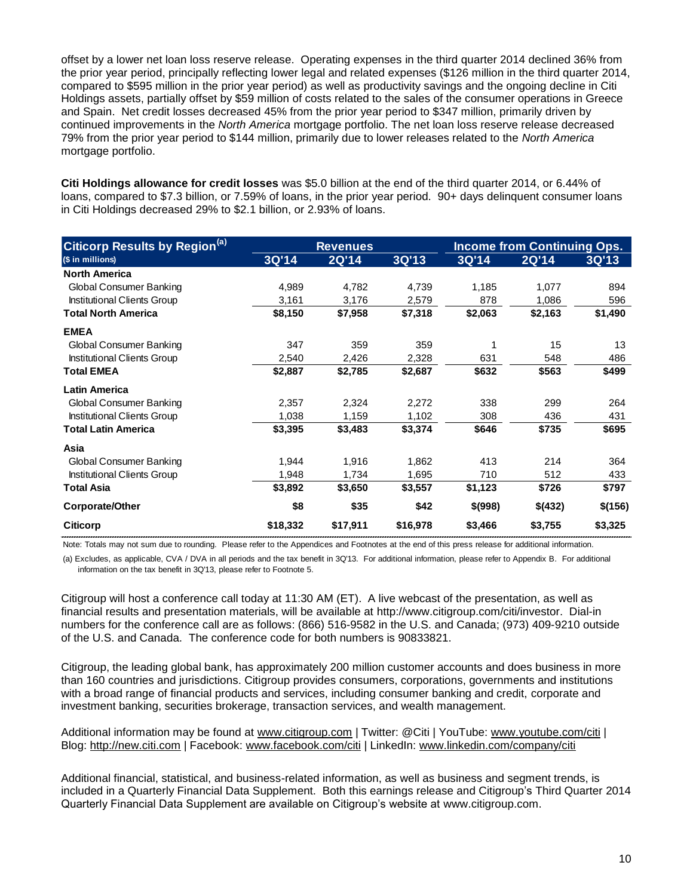offset by a lower net loan loss reserve release. Operating expenses in the third quarter 2014 declined 36% from the prior year period, principally reflecting lower legal and related expenses ($126 million in the third quarter 2014, compared to $595 million in the prior year period) as well as productivity savings and the ongoing decline in Citi Holdings assets, partially offset by $59 million of costs related to the sales of the consumer operations in Greece and Spain. Net credit losses decreased 45% from the prior year period to $347 million, primarily driven by continued improvements in the *North America* mortgage portfolio. The net loan loss reserve release decreased 79% from the prior year period to $144 million, primarily due to lower releases related to the *North America* mortgage portfolio.

**Citi Holdings allowance for credit losses** was $5.0 billion at the end of the third quarter 2014, or 6.44% of loans, compared to $7.3 billion, or 7.59% of loans, in the prior year period. 90+ days delinquent consumer loans in Citi Holdings decreased 29% to $2.1 billion, or 2.93% of loans.

| Citicorp Results by Region[(a)] | Revenues | | | Income from Continuing Ops. | | |
|---|---|---|---|---|---|---|
| ($ in millions) | 3Q'14 | 2Q'14 | 3Q'13 | 3Q'14 | 2Q'14 | 3Q'13 |
| **North America** | | | | | | |
| Global Consumer Banking | 4,989 | 4,782 | 4,739 | 1,185 | 1,077 | 894 |
| Institutional Clients Group | 3,161 | 3,176 | 2,579 | 878 | 1,086 | 596 |
| **Total North America** | **$8,150** | **$7,958** | **$7,318** | **$2,063** | **$2,163** | **$1,490** |
| **EMEA** | | | | | | |
| Global Consumer Banking | 347 | 359 | 359 | 1 | 15 | 13 |
| Institutional Clients Group | 2,540 | 2,426 | 2,328 | 631 | 548 | 486 |
| **Total EMEA** | **$2,887** | **$2,785** | **$2,687** | **$632** | **$563** | **$499** |
| **Latin America** | | | | | | |
| Global Consumer Banking | 2,357 | 2,324 | 2,272 | 338 | 299 | 264 |
| Institutional Clients Group | 1,038 | 1,159 | 1,102 | 308 | 436 | 431 |
| **Total Latin America** | **$3,395** | **$3,483** | **$3,374** | **$646** | **$735** | **$695** |
| **Asia** | | | | | | |
| Global Consumer Banking | 1,944 | 1,916 | 1,862 | 413 | 214 | 364 |
| Institutional Clients Group | 1,948 | 1,734 | 1,695 | 710 | 512 | 433 |
| **Total Asia** | **$3,892** | **$3,650** | **$3,557** | **$1,123** | **$726** | **$797** |
| **Corporate/Other** | **$8** | **$35** | **$42** | **$(998)** | **$(432)** | **$(156)** |
| **Citicorp** | **$18,332** | **$17,911** | **$16,978** | **$3,466** | **$3,755** | **$3,325** |

Note: Totals may not sum due to rounding. Please refer to the Appendices and Footnotes at the end of this press release for additional information.

(a) Excludes, as applicable, CVA / DVA in all periods and the tax benefit in 3Q'13. For additional information, please refer to Appendix B. For additional information on the tax benefit in 3Q'13, please refer to Footnote 5.

Citigroup will host a conference call today at 11:30 AM (ET). A live webcast of the presentation, as well as financial results and presentation materials, will be available at http://www.citigroup.com/citi/investor. Dial-in numbers for the conference call are as follows: (866) 516-9582 in the U.S. and Canada; (973) 409-9210 outside of the U.S. and Canada. The conference code for both numbers is 90833821.

Citigroup, the leading global bank, has approximately 200 million customer accounts and does business in more than 160 countries and jurisdictions. Citigroup provides consumers, corporations, governments and institutions with a broad range of financial products and services, including consumer banking and credit, corporate and investment banking, securities brokerage, transaction services, and wealth management.

Additional information may be found at www.citigroup.com | Twitter: @Citi | YouTube: www.youtube.com/citi | Blog: http://new.citi.com | Facebook: www.facebook.com/citi | LinkedIn: www.linkedin.com/company/citi

Additional financial, statistical, and business-related information, as well as business and segment trends, is included in a Quarterly Financial Data Supplement. Both this earnings release and Citigroup's Third Quarter 2014 Quarterly Financial Data Supplement are available on Citigroup's website at www.citigroup.com.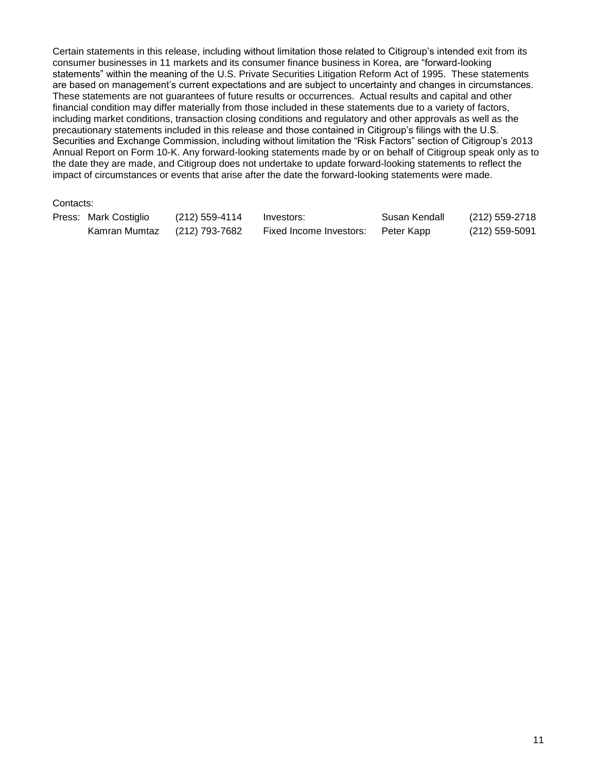Certain statements in this release, including without limitation those related to Citigroup's intended exit from its consumer businesses in 11 markets and its consumer finance business in Korea, are "forward-looking statements" within the meaning of the U.S. Private Securities Litigation Reform Act of 1995. These statements are based on management's current expectations and are subject to uncertainty and changes in circumstances. These statements are not guarantees of future results or occurrences. Actual results and capital and other financial condition may differ materially from those included in these statements due to a variety of factors, including market conditions, transaction closing conditions and regulatory and other approvals as well as the precautionary statements included in this release and those contained in Citigroup's filings with the U.S. Securities and Exchange Commission, including without limitation the "Risk Factors" section of Citigroup's 2013 Annual Report on Form 10-K. Any forward-looking statements made by or on behalf of Citigroup speak only as to the date they are made, and Citigroup does not undertake to update forward-looking statements to reflect the impact of circumstances or events that arise after the date the forward-looking statements were made.

Contacts:

| | | | | | |
|---|---|---|---|---|---|
| Press: | Mark Costiglio | (212) 559-4114 | Investors: | Susan Kendall | (212) 559-2718 |
| | Kamran Mumtaz | (212) 793-7682 | Fixed Income Investors: | Peter Kapp | (212) 559-5091 |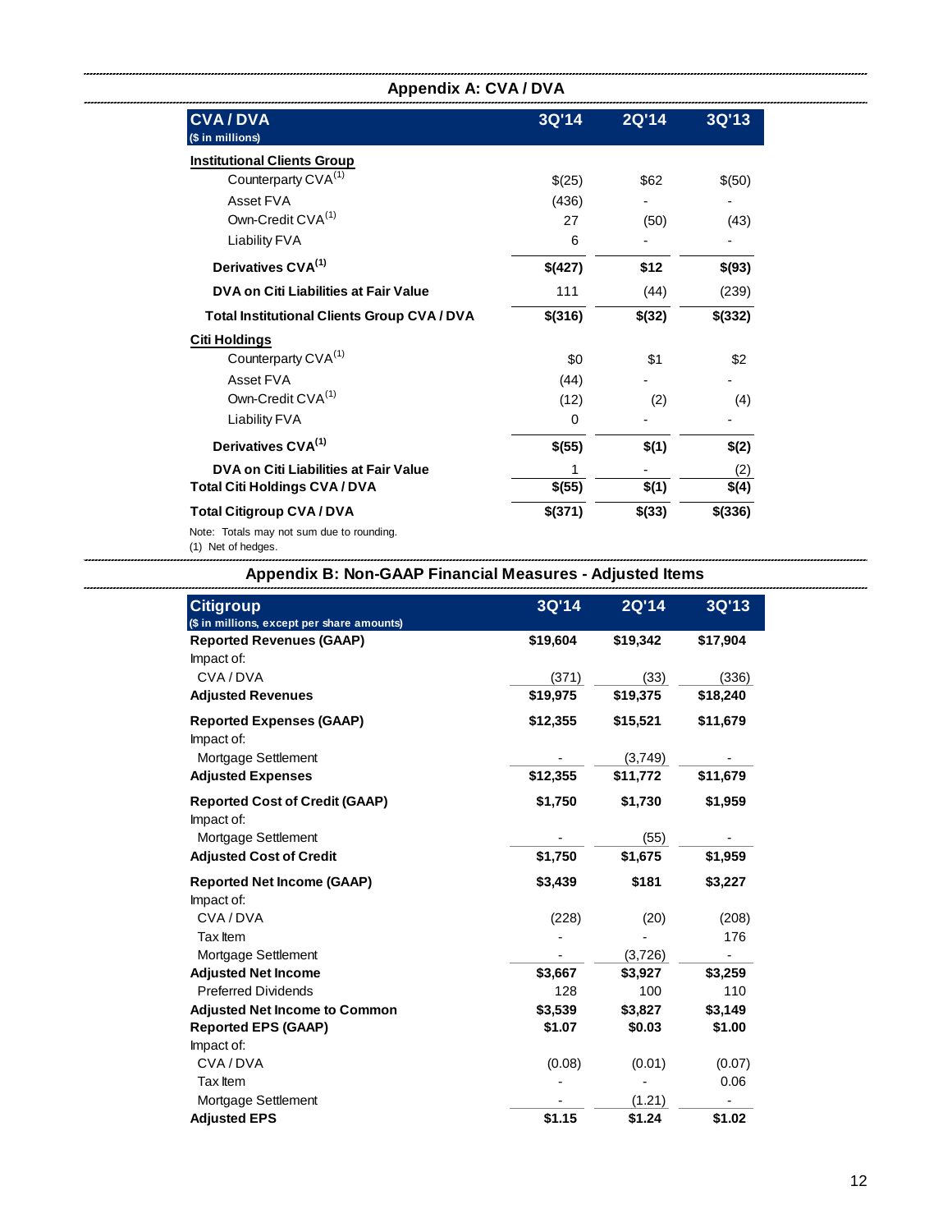## Appendix A: CVA / DVA

| CVA / DVA ($ in millions) | 3Q'14 | 2Q'14 | 3Q'13 |
|---|---|---|---|
| **Institutional Clients Group** | | | |
| Counterparty CVA(1) | $(25) | $62 | $(50) |
| Asset FVA | (436) | - | - |
| Own-Credit CVA(1) | 27 | (50) | (43) |
| Liability FVA | 6 | - | - |
| **Derivatives CVA(1)** | **$(427)** | **$12** | **$(93)** |
| **DVA on Citi Liabilities at Fair Value** | 111 | (44) | (239) |
| **Total Institutional Clients Group CVA / DVA** | **$(316)** | **$(32)** | **$(332)** |
| **Citi Holdings** | | | |
| Counterparty CVA(1) | $0 | $1 | $2 |
| Asset FVA | (44) | - | - |
| Own-Credit CVA(1) | (12) | (2) | (4) |
| Liability FVA | 0 | - | - |
| **Derivatives CVA(1)** | **$(55)** | **$(1)** | **$(2)** |
| **DVA on Citi Liabilities at Fair Value** | 1 | - | (2) |
| **Total Citi Holdings CVA / DVA** | **$(55)** | **$(1)** | **$(4)** |
| **Total Citigroup CVA / DVA** | **$(371)** | **$(33)** | **$(336)** |

Note: Totals may not sum due to rounding.
(1) Net of hedges.

## Appendix B: Non-GAAP Financial Measures - Adjusted Items

| Citigroup ($ in millions, except per share amounts) | 3Q'14 | 2Q'14 | 3Q'13 |
|---|---|---|---|
| **Reported Revenues (GAAP)** | **$19,604** | **$19,342** | **$17,904** |
| Impact of: | | | |
| CVA / DVA | (371) | (33) | (336) |
| **Adjusted Revenues** | **$19,975** | **$19,375** | **$18,240** |
| **Reported Expenses (GAAP)** | **$12,355** | **$15,521** | **$11,679** |
| Impact of: | | | |
| Mortgage Settlement | - | (3,749) | - |
| **Adjusted Expenses** | **$12,355** | **$11,772** | **$11,679** |
| **Reported Cost of Credit (GAAP)** | **$1,750** | **$1,730** | **$1,959** |
| Impact of: | | | |
| Mortgage Settlement | - | (55) | - |
| **Adjusted Cost of Credit** | **$1,750** | **$1,675** | **$1,959** |
| **Reported Net Income (GAAP)** | **$3,439** | **$181** | **$3,227** |
| Impact of: | | | |
| CVA / DVA | (228) | (20) | (208) |
| Tax Item | - | - | 176 |
| Mortgage Settlement | - | (3,726) | - |
| **Adjusted Net Income** | **$3,667** | **$3,927** | **$3,259** |
| Preferred Dividends | 128 | 100 | 110 |
| **Adjusted Net Income to Common** | **$3,539** | **$3,827** | **$3,149** |
| **Reported EPS (GAAP)** | **$1.07** | **$0.03** | **$1.00** |
| Impact of: | | | |
| CVA / DVA | (0.08) | (0.01) | (0.07) |
| Tax Item | - | - | 0.06 |
| Mortgage Settlement | - | (1.21) | - |
| **Adjusted EPS** | **$1.15** | **$1.24** | **$1.02** |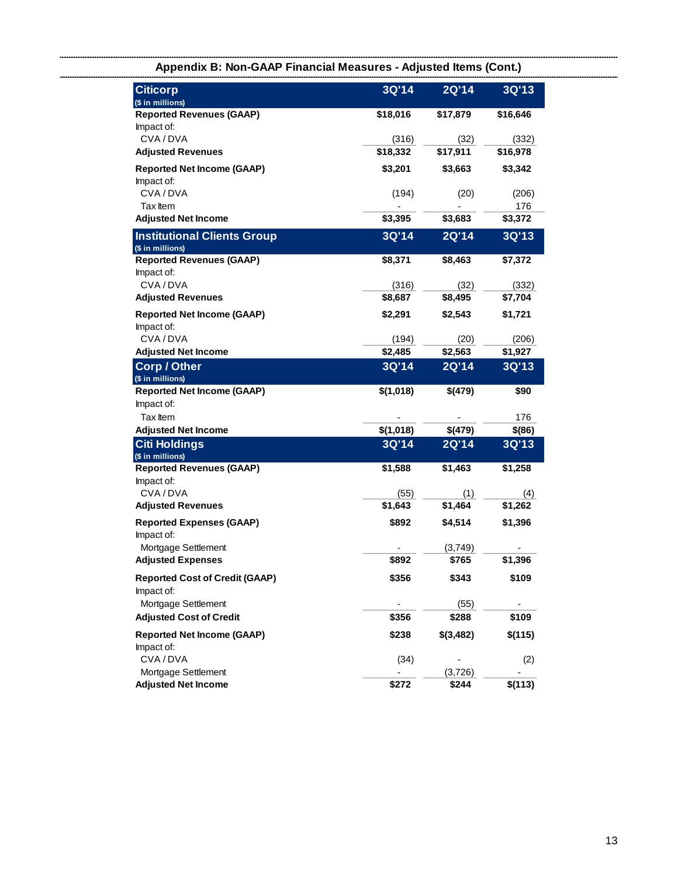## Appendix B: Non-GAAP Financial Measures - Adjusted Items (Cont.)

| Citicorp ($ in millions) | 3Q'14 | 2Q'14 | 3Q'13 |
|---|---|---|---|
| **Reported Revenues (GAAP)** | **$18,016** | **$17,879** | **$16,646** |
| Impact of: | | | |
| CVA / DVA | (316) | (32) | (332) |
| **Adjusted Revenues** | **$18,332** | **$17,911** | **$16,978** |
| **Reported Net Income (GAAP)** | **$3,201** | **$3,663** | **$3,342** |
| Impact of: | | | |
| CVA / DVA | (194) | (20) | (206) |
| Tax Item | - | - | 176 |
| **Adjusted Net Income** | **$3,395** | **$3,683** | **$3,372** |

| Institutional Clients Group ($ in millions) | 3Q'14 | 2Q'14 | 3Q'13 |
|---|---|---|---|
| **Reported Revenues (GAAP)** | **$8,371** | **$8,463** | **$7,372** |
| Impact of: | | | |
| CVA / DVA | (316) | (32) | (332) |
| **Adjusted Revenues** | **$8,687** | **$8,495** | **$7,704** |
| **Reported Net Income (GAAP)** | **$2,291** | **$2,543** | **$1,721** |
| Impact of: | | | |
| CVA / DVA | (194) | (20) | (206) |
| **Adjusted Net Income** | **$2,485** | **$2,563** | **$1,927** |

| Corp / Other ($ in millions) | 3Q'14 | 2Q'14 | 3Q'13 |
|---|---|---|---|
| **Reported Net Income (GAAP)** | **$(1,018)** | **$(479)** | **$90** |
| Impact of: | | | |
| Tax Item | - | - | 176 |
| **Adjusted Net Income** | **$(1,018)** | **$(479)** | **$(86)** |

| Citi Holdings ($ in millions) | 3Q'14 | 2Q'14 | 3Q'13 |
|---|---|---|---|
| **Reported Revenues (GAAP)** | **$1,588** | **$1,463** | **$1,258** |
| Impact of: | | | |
| CVA / DVA | (55) | (1) | (4) |
| **Adjusted Revenues** | **$1,643** | **$1,464** | **$1,262** |
| **Reported Expenses (GAAP)** | **$892** | **$4,514** | **$1,396** |
| Impact of: | | | |
| Mortgage Settlement | - | (3,749) | - |
| **Adjusted Expenses** | **$892** | **$765** | **$1,396** |
| **Reported Cost of Credit (GAAP)** | **$356** | **$343** | **$109** |
| Impact of: | | | |
| Mortgage Settlement | - | (55) | - |
| **Adjusted Cost of Credit** | **$356** | **$288** | **$109** |
| **Reported Net Income (GAAP)** | **$238** | **$(3,482)** | **$(115)** |
| Impact of: | | | |
| CVA / DVA | (34) | - | (2) |
| Mortgage Settlement | - | (3,726) | - |
| **Adjusted Net Income** | **$272** | **$244** | **$(113)** |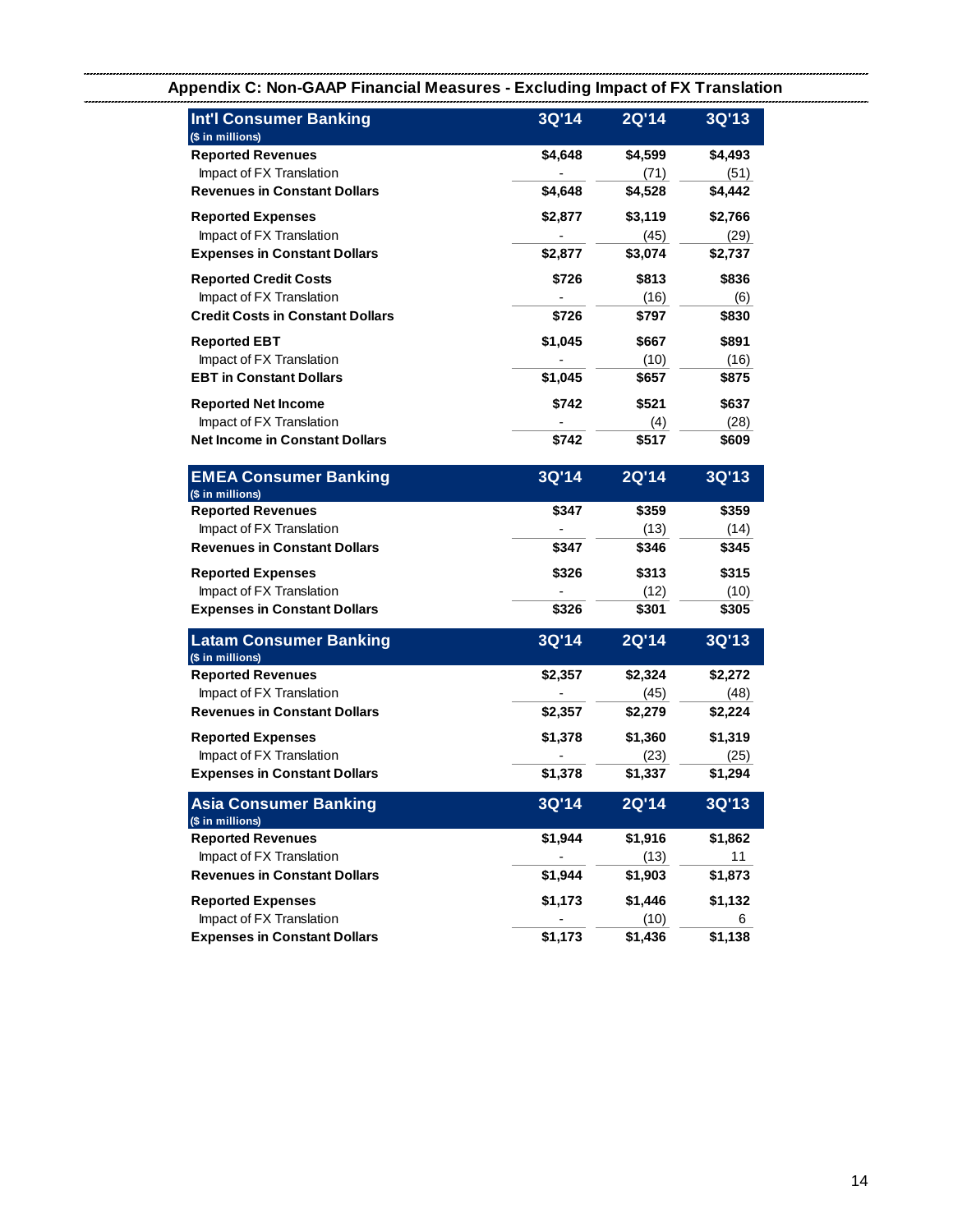## Appendix C: Non-GAAP Financial Measures - Excluding Impact of FX Translation

| Int'l Consumer Banking ($ in millions) | 3Q'14 | 2Q'14 | 3Q'13 |
|---|---|---|---|
| **Reported Revenues** | **$4,648** | **$4,599** | **$4,493** |
| Impact of FX Translation | - | (71) | (51) |
| **Revenues in Constant Dollars** | **$4,648** | **$4,528** | **$4,442** |
| **Reported Expenses** | **$2,877** | **$3,119** | **$2,766** |
| Impact of FX Translation | - | (45) | (29) |
| **Expenses in Constant Dollars** | **$2,877** | **$3,074** | **$2,737** |
| **Reported Credit Costs** | **$726** | **$813** | **$836** |
| Impact of FX Translation | - | (16) | (6) |
| **Credit Costs in Constant Dollars** | **$726** | **$797** | **$830** |
| **Reported EBT** | **$1,045** | **$667** | **$891** |
| Impact of FX Translation | - | (10) | (16) |
| **EBT in Constant Dollars** | **$1,045** | **$657** | **$875** |
| **Reported Net Income** | **$742** | **$521** | **$637** |
| Impact of FX Translation | - | (4) | (28) |
| **Net Income in Constant Dollars** | **$742** | **$517** | **$609** |

| EMEA Consumer Banking ($ in millions) | 3Q'14 | 2Q'14 | 3Q'13 |
|---|---|---|---|
| **Reported Revenues** | **$347** | **$359** | **$359** |
| Impact of FX Translation | - | (13) | (14) |
| **Revenues in Constant Dollars** | **$347** | **$346** | **$345** |
| **Reported Expenses** | **$326** | **$313** | **$315** |
| Impact of FX Translation | - | (12) | (10) |
| **Expenses in Constant Dollars** | **$326** | **$301** | **$305** |

| Latam Consumer Banking ($ in millions) | 3Q'14 | 2Q'14 | 3Q'13 |
|---|---|---|---|
| **Reported Revenues** | **$2,357** | **$2,324** | **$2,272** |
| Impact of FX Translation | - | (45) | (48) |
| **Revenues in Constant Dollars** | **$2,357** | **$2,279** | **$2,224** |
| **Reported Expenses** | **$1,378** | **$1,360** | **$1,319** |
| Impact of FX Translation | - | (23) | (25) |
| **Expenses in Constant Dollars** | **$1,378** | **$1,337** | **$1,294** |

| Asia Consumer Banking ($ in millions) | 3Q'14 | 2Q'14 | 3Q'13 |
|---|---|---|---|
| **Reported Revenues** | **$1,944** | **$1,916** | **$1,862** |
| Impact of FX Translation | - | (13) | 11 |
| **Revenues in Constant Dollars** | **$1,944** | **$1,903** | **$1,873** |
| **Reported Expenses** | **$1,173** | **$1,446** | **$1,132** |
| Impact of FX Translation | - | (10) | 6 |
| **Expenses in Constant Dollars** | **$1,173** | **$1,436** | **$1,138** |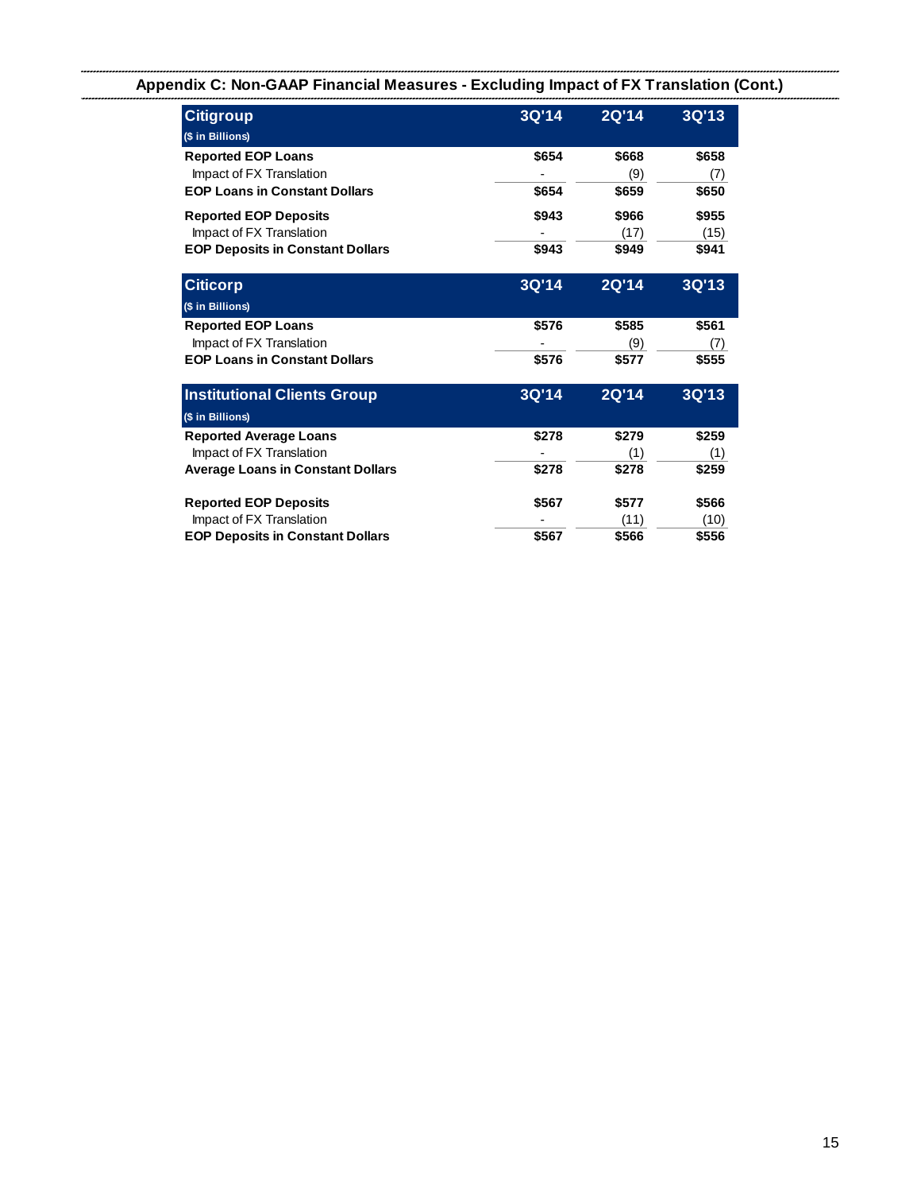## Appendix C: Non-GAAP Financial Measures - Excluding Impact of FX Translation (Cont.)

| Citigroup ($ in Billions) | 3Q'14 | 2Q'14 | 3Q'13 |
|---|---|---|---|
| **Reported EOP Loans** | **$654** | **$668** | **$658** |
| Impact of FX Translation | - | (9) | (7) |
| **EOP Loans in Constant Dollars** | **$654** | **$659** | **$650** |
| **Reported EOP Deposits** | **$943** | **$966** | **$955** |
| Impact of FX Translation | - | (17) | (15) |
| **EOP Deposits in Constant Dollars** | **$943** | **$949** | **$941** |

| Citicorp ($ in Billions) | 3Q'14 | 2Q'14 | 3Q'13 |
|---|---|---|---|
| **Reported EOP Loans** | **$576** | **$585** | **$561** |
| Impact of FX Translation | - | (9) | (7) |
| **EOP Loans in Constant Dollars** | **$576** | **$577** | **$555** |

| Institutional Clients Group ($ in Billions) | 3Q'14 | 2Q'14 | 3Q'13 |
|---|---|---|---|
| **Reported Average Loans** | **$278** | **$279** | **$259** |
| Impact of FX Translation | - | (1) | (1) |
| **Average Loans in Constant Dollars** | **$278** | **$278** | **$259** |
| **Reported EOP Deposits** | **$567** | **$577** | **$566** |
| Impact of FX Translation | - | (11) | (10) |
| **EOP Deposits in Constant Dollars** | **$567** | **$566** | **$556** |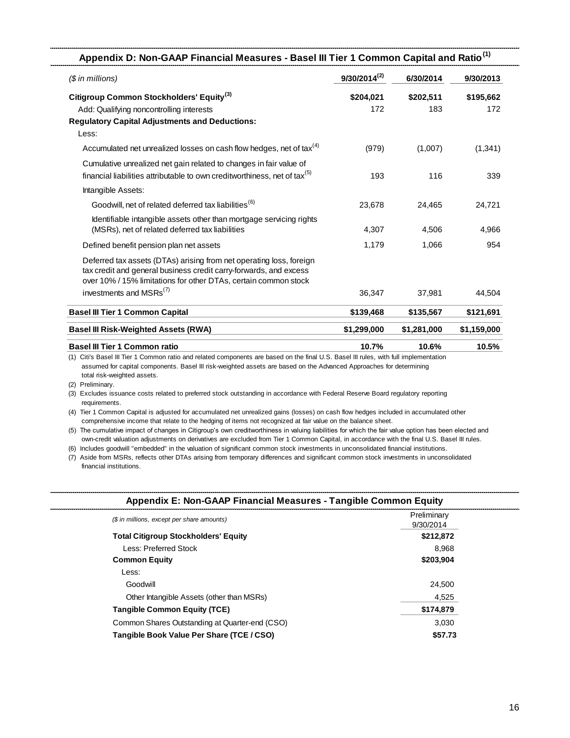## Appendix D: Non-GAAP Financial Measures - Basel III Tier 1 Common Capital and Ratio[1]

| *($ in millions)* | 9/30/2014[2] | 6/30/2014 | 9/30/2013 |
|---|---|---|---|
| **Citigroup Common Stockholders' Equity[3]** | **$204,021** | **$202,511** | **$195,662** |
| Add: Qualifying noncontrolling interests | 172 | 183 | 172 |
| **Regulatory Capital Adjustments and Deductions:** | | | |
| Less: | | | |
| Accumulated net unrealized losses on cash flow hedges, net of tax[4] | (979) | (1,007) | (1,341) |
| Cumulative unrealized net gain related to changes in fair value of financial liabilities attributable to own creditworthiness, net of tax[5] | 193 | 116 | 339 |
| Intangible Assets: | | | |
| Goodwill, net of related deferred tax liabilities[6] | 23,678 | 24,465 | 24,721 |
| Identifiable intangible assets other than mortgage servicing rights (MSRs), net of related deferred tax liabilities | 4,307 | 4,506 | 4,966 |
| Defined benefit pension plan net assets | 1,179 | 1,066 | 954 |
| Deferred tax assets (DTAs) arising from net operating loss, foreign tax credit and general business credit carry-forwards, and excess over 10% / 15% limitations for other DTAs, certain common stock investments and MSRs[7] | 36,347 | 37,981 | 44,504 |
| **Basel III Tier 1 Common Capital** | **$139,468** | **$135,567** | **$121,691** |
| **Basel III Risk-Weighted Assets (RWA)** | **$1,299,000** | **$1,281,000** | **$1,159,000** |
| **Basel III Tier 1 Common ratio** | **10.7%** | **10.6%** | **10.5%** |

(1) Citi's Basel III Tier 1 Common ratio and related components are based on the final U.S. Basel III rules, with full implementation assumed for capital components. Basel III risk-weighted assets are based on the Advanced Approaches for determining total risk-weighted assets.

(2) Preliminary.

(3) Excludes issuance costs related to preferred stock outstanding in accordance with Federal Reserve Board regulatory reporting requirements.

(4) Tier 1 Common Capital is adjusted for accumulated net unrealized gains (losses) on cash flow hedges included in accumulated other comprehensive income that relate to the hedging of items not recognized at fair value on the balance sheet.

(5) The cumulative impact of changes in Citigroup's own creditworthiness in valuing liabilities for which the fair value option has been elected and own-credit valuation adjustments on derivatives are excluded from Tier 1 Common Capital, in accordance with the final U.S. Basel III rules.

(6) Includes goodwill "embedded" in the valuation of significant common stock investments in unconsolidated financial institutions.

(7) Aside from MSRs, reflects other DTAs arising from temporary differences and significant common stock investments in unconsolidated financial institutions.

## Appendix E: Non-GAAP Financial Measures - Tangible Common Equity

| *($ in millions, except per share amounts)* | Preliminary 9/30/2014 |
|---|---|
| **Total Citigroup Stockholders' Equity** | **$212,872** |
| Less: Preferred Stock | 8,968 |
| **Common Equity** | **$203,904** |
| Less: | |
| Goodwill | 24,500 |
| Other Intangible Assets (other than MSRs) | 4,525 |
| **Tangible Common Equity (TCE)** | **$174,879** |
| Common Shares Outstanding at Quarter-end (CSO) | 3,030 |
| **Tangible Book Value Per Share (TCE / CSO)** | **$57.73** |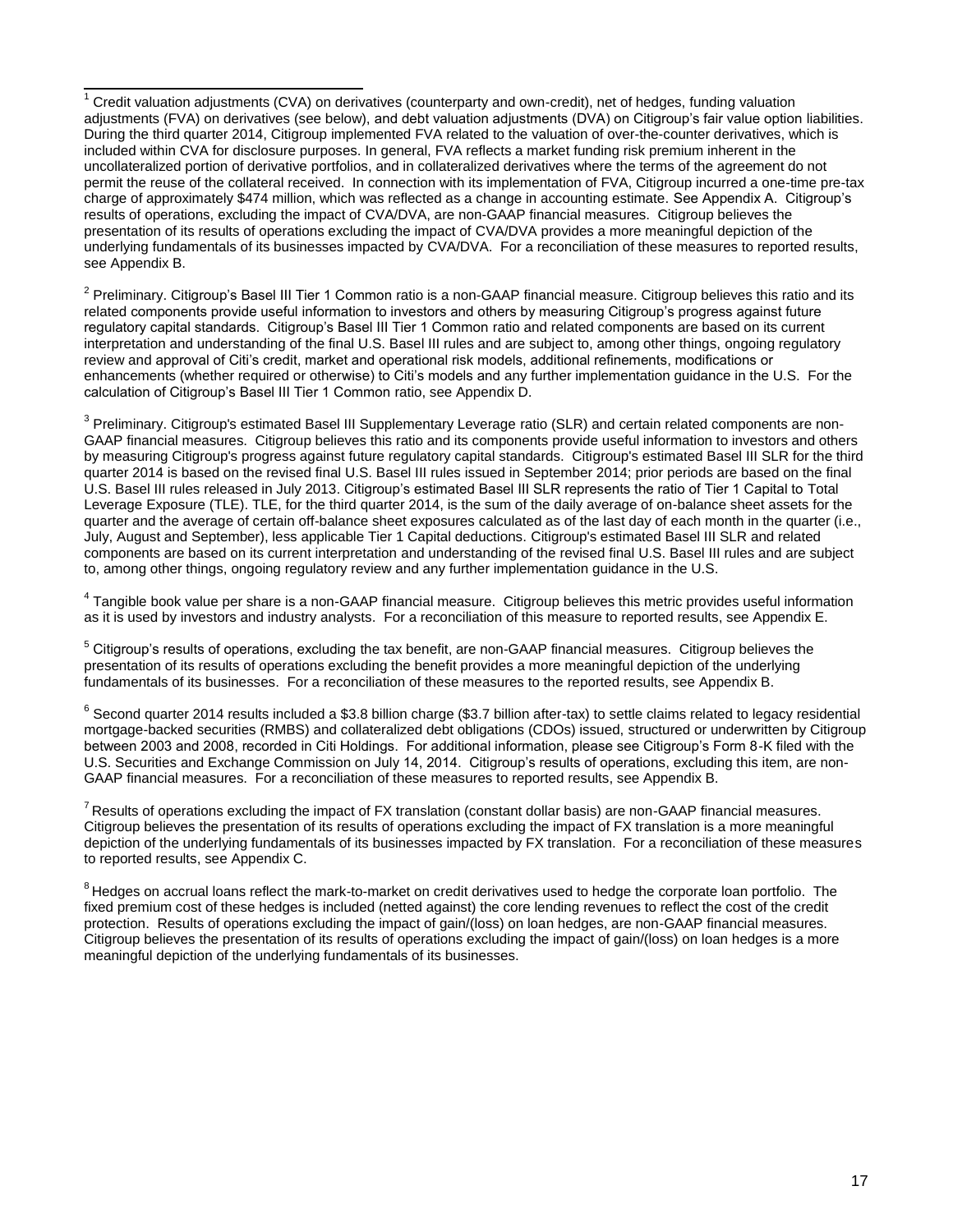[1] Credit valuation adjustments (CVA) on derivatives (counterparty and own-credit), net of hedges, funding valuation adjustments (FVA) on derivatives (see below), and debt valuation adjustments (DVA) on Citigroup's fair value option liabilities. During the third quarter 2014, Citigroup implemented FVA related to the valuation of over-the-counter derivatives, which is included within CVA for disclosure purposes. In general, FVA reflects a market funding risk premium inherent in the uncollateralized portion of derivative portfolios, and in collateralized derivatives where the terms of the agreement do not permit the reuse of the collateral received. In connection with its implementation of FVA, Citigroup incurred a one-time pre-tax charge of approximately $474 million, which was reflected as a change in accounting estimate. See Appendix A. Citigroup's results of operations, excluding the impact of CVA/DVA, are non-GAAP financial measures. Citigroup believes the presentation of its results of operations excluding the impact of CVA/DVA provides a more meaningful depiction of the underlying fundamentals of its businesses impacted by CVA/DVA. For a reconciliation of these measures to reported results, see Appendix B.

[2] Preliminary. Citigroup's Basel III Tier 1 Common ratio is a non-GAAP financial measure. Citigroup believes this ratio and its related components provide useful information to investors and others by measuring Citigroup's progress against future regulatory capital standards. Citigroup's Basel III Tier 1 Common ratio and related components are based on its current interpretation and understanding of the final U.S. Basel III rules and are subject to, among other things, ongoing regulatory review and approval of Citi's credit, market and operational risk models, additional refinements, modifications or enhancements (whether required or otherwise) to Citi's models and any further implementation guidance in the U.S. For the calculation of Citigroup's Basel III Tier 1 Common ratio, see Appendix D.

[3] Preliminary. Citigroup's estimated Basel III Supplementary Leverage ratio (SLR) and certain related components are non-GAAP financial measures. Citigroup believes this ratio and its components provide useful information to investors and others by measuring Citigroup's progress against future regulatory capital standards. Citigroup's estimated Basel III SLR for the third quarter 2014 is based on the revised final U.S. Basel III rules issued in September 2014; prior periods are based on the final U.S. Basel III rules released in July 2013. Citigroup's estimated Basel III SLR represents the ratio of Tier 1 Capital to Total Leverage Exposure (TLE). TLE, for the third quarter 2014, is the sum of the daily average of on-balance sheet assets for the quarter and the average of certain off-balance sheet exposures calculated as of the last day of each month in the quarter (i.e., July, August and September), less applicable Tier 1 Capital deductions. Citigroup's estimated Basel III SLR and related components are based on its current interpretation and understanding of the revised final U.S. Basel III rules and are subject to, among other things, ongoing regulatory review and any further implementation guidance in the U.S.

[4] Tangible book value per share is a non-GAAP financial measure. Citigroup believes this metric provides useful information as it is used by investors and industry analysts. For a reconciliation of this measure to reported results, see Appendix E.

[5] Citigroup's results of operations, excluding the tax benefit, are non-GAAP financial measures. Citigroup believes the presentation of its results of operations excluding the benefit provides a more meaningful depiction of the underlying fundamentals of its businesses. For a reconciliation of these measures to the reported results, see Appendix B.

[6] Second quarter 2014 results included a $3.8 billion charge ($3.7 billion after-tax) to settle claims related to legacy residential mortgage-backed securities (RMBS) and collateralized debt obligations (CDOs) issued, structured or underwritten by Citigroup between 2003 and 2008, recorded in Citi Holdings. For additional information, please see Citigroup's Form 8-K filed with the U.S. Securities and Exchange Commission on July 14, 2014. Citigroup's results of operations, excluding this item, are non-GAAP financial measures. For a reconciliation of these measures to reported results, see Appendix B.

[7] Results of operations excluding the impact of FX translation (constant dollar basis) are non-GAAP financial measures. Citigroup believes the presentation of its results of operations excluding the impact of FX translation is a more meaningful depiction of the underlying fundamentals of its businesses impacted by FX translation. For a reconciliation of these measures to reported results, see Appendix C.

[8] Hedges on accrual loans reflect the mark-to-market on credit derivatives used to hedge the corporate loan portfolio. The fixed premium cost of these hedges is included (netted against) the core lending revenues to reflect the cost of the credit protection. Results of operations excluding the impact of gain/(loss) on loan hedges, are non-GAAP financial measures. Citigroup believes the presentation of its results of operations excluding the impact of gain/(loss) on loan hedges is a more meaningful depiction of the underlying fundamentals of its businesses.